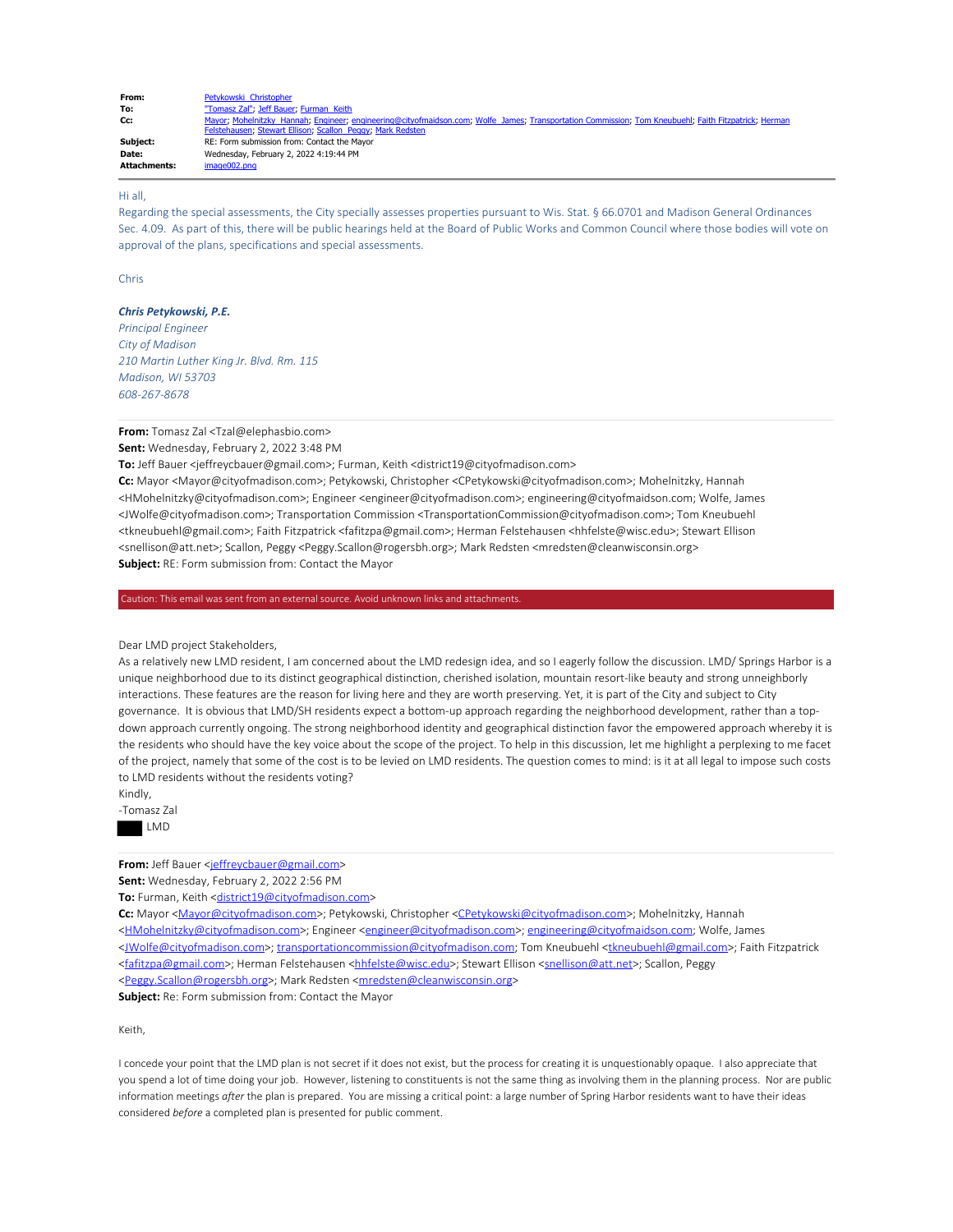| | |
|---|---|
| **From:** | Petykowski, Christopher |
| **To:** | "Tomasz Zal"; Jeff Bauer; Furman, Keith |
| **Cc:** | Mayor; Mohelnitzky, Hannah; Engineer; engineering@cityofmaidson.com; Wolfe, James; Transportation Commission; Tom Kneubuehl; Faith Fitzpatrick; Herman Felstehausen; Stewart Ellison; Scallon, Peggy; Mark Redsten |
| **Subject:** | RE: Form submission from: Contact the Mayor |
| **Date:** | Wednesday, February 2, 2022 4:19:44 PM |
| **Attachments:** | image002.png |

Hi all,

Regarding the special assessments, the City specially assesses properties pursuant to Wis. Stat. § 66.0701 and Madison General Ordinances Sec. 4.09. As part of this, there will be public hearings held at the Board of Public Works and Common Council where those bodies will vote on approval of the plans, specifications and special assessments.

Chris

***Chris Petykowski, P.E.***
*Principal Engineer*
*City of Madison*
*210 Martin Luther King Jr. Blvd. Rm. 115*
*Madison, WI 53703*
*608-267-8678*

---

**From:** Tomasz Zal <Tzal@elephasbio.com>
**Sent:** Wednesday, February 2, 2022 3:48 PM
**To:** Jeff Bauer <jeffreycbauer@gmail.com>; Furman, Keith <district19@cityofmadison.com>
**Cc:** Mayor <Mayor@cityofmadison.com>; Petykowski, Christopher <CPetykowski@cityofmadison.com>; Mohelnitzky, Hannah <HMohelnitzky@cityofmadison.com>; Engineer <engineer@cityofmadison.com>; engineering@cityofmaidson.com; Wolfe, James <JWolfe@cityofmadison.com>; Transportation Commission <TransportationCommission@cityofmadison.com>; Tom Kneubuehl <tkneubuehl@gmail.com>; Faith Fitzpatrick <fafitzpa@gmail.com>; Herman Felstehausen <hhfelste@wisc.edu>; Stewart Ellison <snellison@att.net>; Scallon, Peggy <Peggy.Scallon@rogersbh.org>; Mark Redsten <mredsten@cleanwisconsin.org>
**Subject:** RE: Form submission from: Contact the Mayor

Caution: This email was sent from an external source. Avoid unknown links and attachments.

Dear LMD project Stakeholders,
As a relatively new LMD resident, I am concerned about the LMD redesign idea, and so I eagerly follow the discussion. LMD/ Springs Harbor is a unique neighborhood due to its distinct geographical distinction, cherished isolation, mountain resort-like beauty and strong unneighborly interactions. These features are the reason for living here and they are worth preserving. Yet, it is part of the City and subject to City governance. It is obvious that LMD/SH residents expect a bottom-up approach regarding the neighborhood development, rather than a top-down approach currently ongoing. The strong neighborhood identity and geographical distinction favor the empowered approach whereby it is the residents who should have the key voice about the scope of the project. To help in this discussion, let me highlight a perplexing to me facet of the project, namely that some of the cost is to be levied on LMD residents. The question comes to mind: is it at all legal to impose such costs to LMD residents without the residents voting?
Kindly,
-Tomasz Zal
███ LMD

---

**From:** Jeff Bauer <jeffreycbauer@gmail.com>
**Sent:** Wednesday, February 2, 2022 2:56 PM
**To:** Furman, Keith <district19@cityofmadison.com>
**Cc:** Mayor <Mayor@cityofmadison.com>; Petykowski, Christopher <CPetykowski@cityofmadison.com>; Mohelnitzky, Hannah <HMohelnitzky@cityofmadison.com>; Engineer <engineer@cityofmadison.com>; engineering@cityofmaidson.com; Wolfe, James <JWolfe@cityofmadison.com>; transportationcommission@cityofmadison.com; Tom Kneubuehl <tkneubuehl@gmail.com>; Faith Fitzpatrick <fafitzpa@gmail.com>; Herman Felstehausen <hhfelste@wisc.edu>; Stewart Ellison <snellison@att.net>; Scallon, Peggy <Peggy.Scallon@rogersbh.org>; Mark Redsten <mredsten@cleanwisconsin.org>
**Subject:** Re: Form submission from: Contact the Mayor

Keith,

I concede your point that the LMD plan is not secret if it does not exist, but the process for creating it is unquestionably opaque. I also appreciate that you spend a lot of time doing your job. However, listening to constituents is not the same thing as involving them in the planning process. Nor are public information meetings *after* the plan is prepared. You are missing a critical point: a large number of Spring Harbor residents want to have their ideas considered *before* a completed plan is presented for public comment.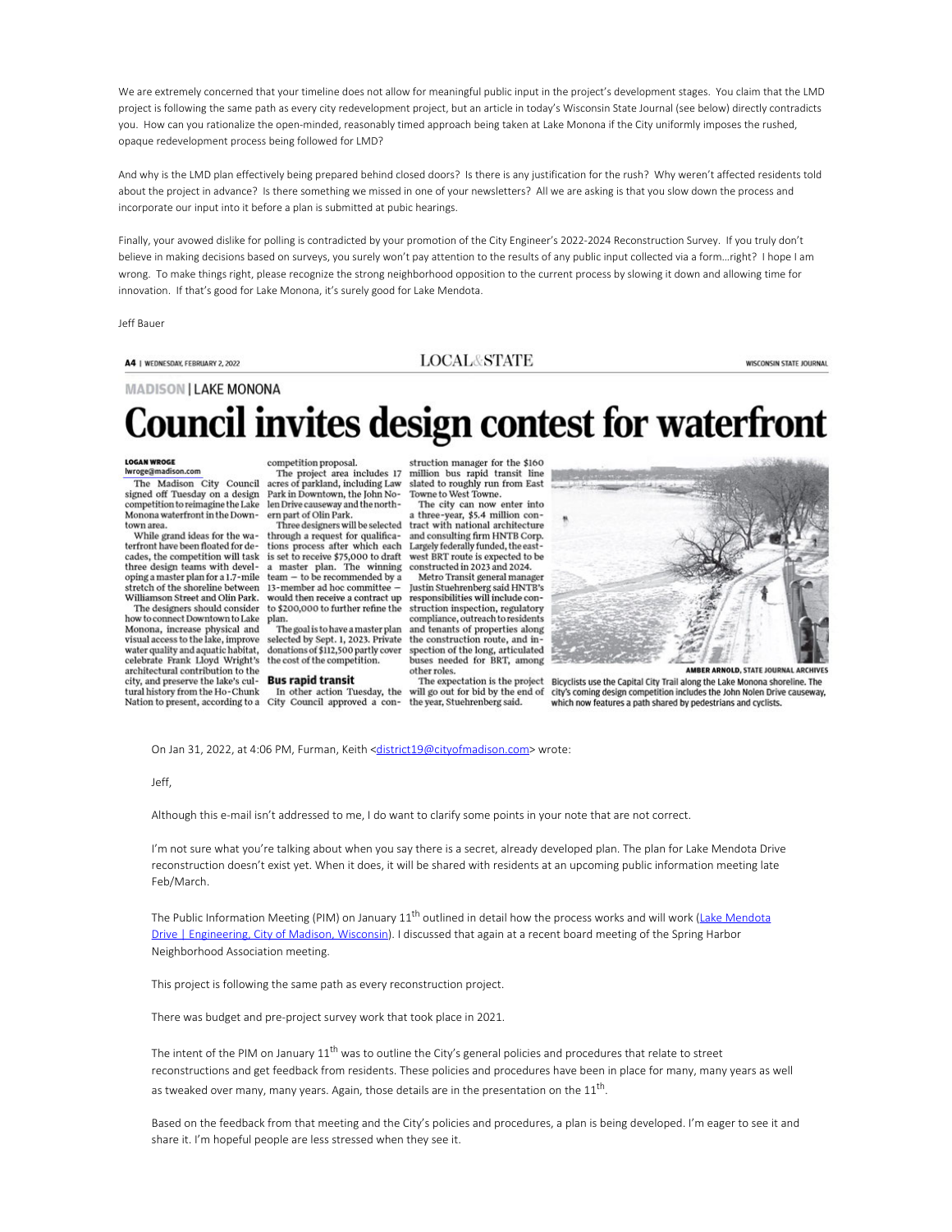We are extremely concerned that your timeline does not allow for meaningful public input in the project's development stages. You claim that the LMD project is following the same path as every city redevelopment project, but an article in today's Wisconsin State Journal (see below) directly contradicts you. How can you rationalize the open-minded, reasonably timed approach being taken at Lake Monona if the City uniformly imposes the rushed, opaque redevelopment process being followed for LMD?

And why is the LMD plan effectively being prepared behind closed doors? Is there any justification for the rush? Why weren't affected residents told about the project in advance? Is there something we missed in one of your newsletters? All we are asking is that you slow down the process and incorporate our input into it before a plan is submitted at pubic hearings.

Finally, your avowed dislike for polling is contradicted by your promotion of the City Engineer's 2022-2024 Reconstruction Survey. If you truly don't believe in making decisions based on surveys, you surely won't pay attention to the results of any public input collected via a form…right? I hope I am wrong. To make things right, please recognize the strong neighborhood opposition to the current process by slowing it down and allowing time for innovation. If that's good for Lake Monona, it's surely good for Lake Mendota.

Jeff Bauer

A4 | WEDNESDAY, FEBRUARY 2, 2022 — LOCAL & STATE — WISCONSIN STATE JOURNAL

MADISON | LAKE MONONA

# Council invites design contest for waterfront

**LOGAN WROGE**
lwroge@madison.com

The Madison City Council signed off Tuesday on a design competition to reimagine the Lake Monona waterfront in the Downtown area.

While grand ideas for the waterfront have been floated for decades, the competition will task three design teams with developing a master plan for a 1.7-mile stretch of the shoreline between Williamson Street and Olin Park.

The designers should consider how to connect Downtown to Lake Monona, increase physical and visual access to the lake, improve water quality and aquatic habitat, celebrate Frank Lloyd Wright's architectural contribution to the city, and preserve the lake's cultural history from the Ho-Chunk Nation to present, according to a competition proposal.

The project area includes 17 acres of parkland, including Law Park in Downtown, the John Nolen Drive causeway and the northern part of Olin Park.

Three designers will be selected through a request for qualifications process after which each is set to receive $75,000 to draft a master plan. The winning team — to be recommended by a 13-member ad hoc committee — would then receive a contract up to $200,000 to further refine the plan.

The goal is to have a master plan selected by Sept. 1, 2023. Private donations of $112,500 partly cover the cost of the competition.

**Bus rapid transit**

In other action Tuesday, the City Council approved a construction manager for the $160 million bus rapid transit line slated to roughly run from East Towne to West Towne.

The city can now enter into a three-year, $5.4 million contract with national architecture and consulting firm HNTB Corp. Largely federally funded, the east-west BRT route is expected to be constructed in 2023 and 2024.

Metro Transit general manager Justin Stuehrenberg said HNTB's responsibilities will include construction inspection, regulatory compliance, outreach to residents and tenants of properties along the construction route, and inspection of the long, articulated buses needed for BRT, among other roles.

The expectation is the project will go out for bid by the end of the year, Stuehrenberg said.

AMBER ARNOLD, STATE JOURNAL ARCHIVES

Bicyclists use the Capital City Trail along the Lake Monona shoreline. The city's coming design competition includes the John Nolen Drive causeway, which now features a path shared by pedestrians and cyclists.

On Jan 31, 2022, at 4:06 PM, Furman, Keith <district19@cityofmadison.com> wrote:

Jeff,

Although this e-mail isn't addressed to me, I do want to clarify some points in your note that are not correct.

I'm not sure what you're talking about when you say there is a secret, already developed plan. The plan for Lake Mendota Drive reconstruction doesn't exist yet. When it does, it will be shared with residents at an upcoming public information meeting late Feb/March.

The Public Information Meeting (PIM) on January 11th outlined in detail how the process works and will work (Lake Mendota Drive | Engineering, City of Madison, Wisconsin). I discussed that again at a recent board meeting of the Spring Harbor Neighborhood Association meeting.

This project is following the same path as every reconstruction project.

There was budget and pre-project survey work that took place in 2021.

The intent of the PIM on January 11th was to outline the City's general policies and procedures that relate to street reconstructions and get feedback from residents. These policies and procedures have been in place for many, many years as well as tweaked over many, many years. Again, those details are in the presentation on the 11th.

Based on the feedback from that meeting and the City's policies and procedures, a plan is being developed. I'm eager to see it and share it. I'm hopeful people are less stressed when they see it.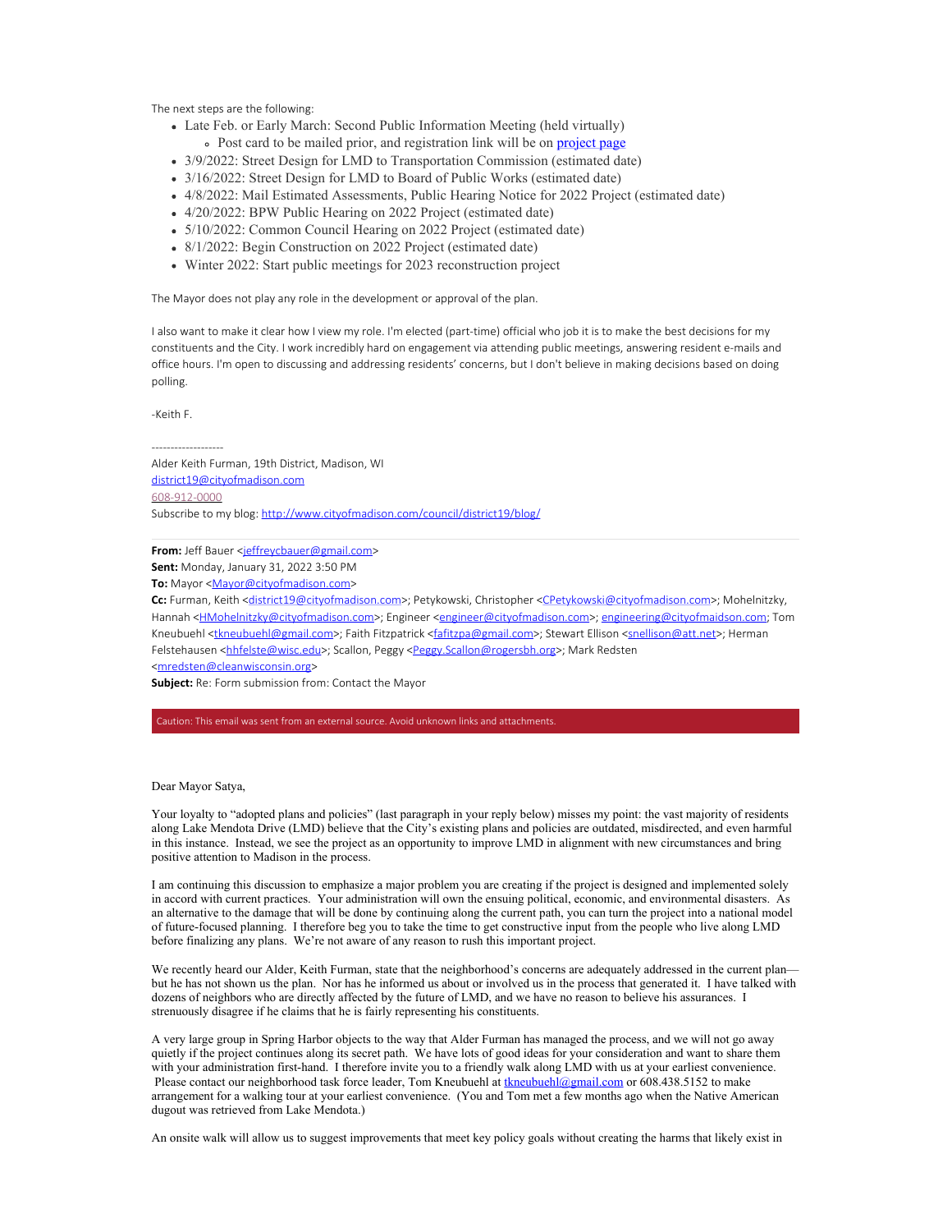The next steps are the following:

- Late Feb. or Early March: Second Public Information Meeting (held virtually)
  - Post card to be mailed prior, and registration link will be on project page
- 3/9/2022: Street Design for LMD to Transportation Commission (estimated date)
- 3/16/2022: Street Design for LMD to Board of Public Works (estimated date)
- 4/8/2022: Mail Estimated Assessments, Public Hearing Notice for 2022 Project (estimated date)
- 4/20/2022: BPW Public Hearing on 2022 Project (estimated date)
- 5/10/2022: Common Council Hearing on 2022 Project (estimated date)
- 8/1/2022: Begin Construction on 2022 Project (estimated date)
- Winter 2022: Start public meetings for 2023 reconstruction project

The Mayor does not play any role in the development or approval of the plan.

I also want to make it clear how I view my role. I'm elected (part-time) official who job it is to make the best decisions for my constituents and the City. I work incredibly hard on engagement via attending public meetings, answering resident e-mails and office hours. I'm open to discussing and addressing residents' concerns, but I don't believe in making decisions based on doing polling.

-Keith F.

-------------------
Alder Keith Furman, 19th District, Madison, WI
district19@cityofmadison.com
608-912-0000
Subscribe to my blog: http://www.cityofmadison.com/council/district19/blog/

**From:** Jeff Bauer <jeffreycbauer@gmail.com>
**Sent:** Monday, January 31, 2022 3:50 PM
**To:** Mayor <Mayor@cityofmadison.com>
**Cc:** Furman, Keith <district19@cityofmadison.com>; Petykowski, Christopher <CPetykowski@cityofmadison.com>; Mohelnitzky, Hannah <HMohelnitzky@cityofmadison.com>; Engineer <engineer@cityofmadison.com>; engineering@cityofmaidson.com; Tom Kneubuehl <tkneubuehl@gmail.com>; Faith Fitzpatrick <fafitzpa@gmail.com>; Stewart Ellison <snellison@att.net>; Herman Felstehausen <hhfelste@wisc.edu>; Scallon, Peggy <Peggy.Scallon@rogersbh.org>; Mark Redsten <mredsten@cleanwisconsin.org>
**Subject:** Re: Form submission from: Contact the Mayor

Caution: This email was sent from an external source. Avoid unknown links and attachments.

Dear Mayor Satya,

Your loyalty to "adopted plans and policies" (last paragraph in your reply below) misses my point: the vast majority of residents along Lake Mendota Drive (LMD) believe that the City's existing plans and policies are outdated, misdirected, and even harmful in this instance. Instead, we see the project as an opportunity to improve LMD in alignment with new circumstances and bring positive attention to Madison in the process.

I am continuing this discussion to emphasize a major problem you are creating if the project is designed and implemented solely in accord with current practices. Your administration will own the ensuing political, economic, and environmental disasters. As an alternative to the damage that will be done by continuing along the current path, you can turn the project into a national model of future-focused planning. I therefore beg you to take the time to get constructive input from the people who live along LMD before finalizing any plans. We're not aware of any reason to rush this important project.

We recently heard our Alder, Keith Furman, state that the neighborhood's concerns are adequately addressed in the current plan—but he has not shown us the plan. Nor has he informed us about or involved us in the process that generated it. I have talked with dozens of neighbors who are directly affected by the future of LMD, and we have no reason to believe his assurances. I strenuously disagree if he claims that he is fairly representing his constituents.

A very large group in Spring Harbor objects to the way that Alder Furman has managed the process, and we will not go away quietly if the project continues along its secret path. We have lots of good ideas for your consideration and want to share them with your administration first-hand. I therefore invite you to a friendly walk along LMD with us at your earliest convenience. Please contact our neighborhood task force leader, Tom Kneubuehl at tkneubuehl@gmail.com or 608.438.5152 to make arrangement for a walking tour at your earliest convenience. (You and Tom met a few months ago when the Native American dugout was retrieved from Lake Mendota.)

An onsite walk will allow us to suggest improvements that meet key policy goals without creating the harms that likely exist in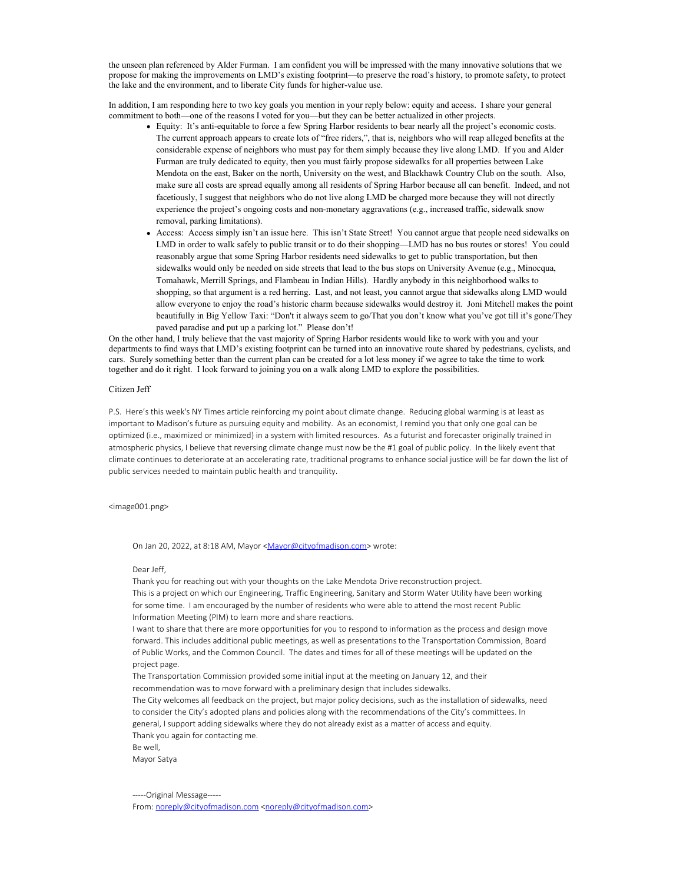the unseen plan referenced by Alder Furman. I am confident you will be impressed with the many innovative solutions that we propose for making the improvements on LMD's existing footprint—to preserve the road's history, to promote safety, to protect the lake and the environment, and to liberate City funds for higher-value use.

In addition, I am responding here to two key goals you mention in your reply below: equity and access. I share your general commitment to both—one of the reasons I voted for you—but they can be better actualized in other projects.

- Equity: It's anti-equitable to force a few Spring Harbor residents to bear nearly all the project's economic costs. The current approach appears to create lots of "free riders,", that is, neighbors who will reap alleged benefits at the considerable expense of neighbors who must pay for them simply because they live along LMD. If you and Alder Furman are truly dedicated to equity, then you must fairly propose sidewalks for all properties between Lake Mendota on the east, Baker on the north, University on the west, and Blackhawk Country Club on the south. Also, make sure all costs are spread equally among all residents of Spring Harbor because all can benefit. Indeed, and not facetiously, I suggest that neighbors who do not live along LMD be charged more because they will not directly experience the project's ongoing costs and non-monetary aggravations (e.g., increased traffic, sidewalk snow removal, parking limitations).
- Access: Access simply isn't an issue here. This isn't State Street! You cannot argue that people need sidewalks on LMD in order to walk safely to public transit or to do their shopping—LMD has no bus routes or stores! You could reasonably argue that some Spring Harbor residents need sidewalks to get to public transportation, but then sidewalks would only be needed on side streets that lead to the bus stops on University Avenue (e.g., Minocqua, Tomahawk, Merrill Springs, and Flambeau in Indian Hills). Hardly anybody in this neighborhood walks to shopping, so that argument is a red herring. Last, and not least, you cannot argue that sidewalks along LMD would allow everyone to enjoy the road's historic charm because sidewalks would destroy it. Joni Mitchell makes the point beautifully in Big Yellow Taxi: "Don't it always seem to go/That you don't know what you've got till it's gone/They paved paradise and put up a parking lot." Please don't!

On the other hand, I truly believe that the vast majority of Spring Harbor residents would like to work with you and your departments to find ways that LMD's existing footprint can be turned into an innovative route shared by pedestrians, cyclists, and cars. Surely something better than the current plan can be created for a lot less money if we agree to take the time to work together and do it right. I look forward to joining you on a walk along LMD to explore the possibilities.

Citizen Jeff

P.S. Here's this week's NY Times article reinforcing my point about climate change. Reducing global warming is at least as important to Madison's future as pursuing equity and mobility. As an economist, I remind you that only one goal can be optimized (i.e., maximized or minimized) in a system with limited resources. As a futurist and forecaster originally trained in atmospheric physics, I believe that reversing climate change must now be the #1 goal of public policy. In the likely event that climate continues to deteriorate at an accelerating rate, traditional programs to enhance social justice will be far down the list of public services needed to maintain public health and tranquility.

<image001.png>

> On Jan 20, 2022, at 8:18 AM, Mayor <Mayor@cityofmadison.com> wrote:
>
> Dear Jeff,
>
> Thank you for reaching out with your thoughts on the Lake Mendota Drive reconstruction project.
>
> This is a project on which our Engineering, Traffic Engineering, Sanitary and Storm Water Utility have been working for some time. I am encouraged by the number of residents who were able to attend the most recent Public Information Meeting (PIM) to learn more and share reactions.
>
> I want to share that there are more opportunities for you to respond to information as the process and design move forward. This includes additional public meetings, as well as presentations to the Transportation Commission, Board of Public Works, and the Common Council. The dates and times for all of these meetings will be updated on the project page.
>
> The Transportation Commission provided some initial input at the meeting on January 12, and their recommendation was to move forward with a preliminary design that includes sidewalks.
>
> The City welcomes all feedback on the project, but major policy decisions, such as the installation of sidewalks, need to consider the City's adopted plans and policies along with the recommendations of the City's committees. In general, I support adding sidewalks where they do not already exist as a matter of access and equity.
>
> Thank you again for contacting me.
>
> Be well,
>
> Mayor Satya
>
> -----Original Message-----
>
> From: noreply@cityofmadison.com <noreply@cityofmadison.com>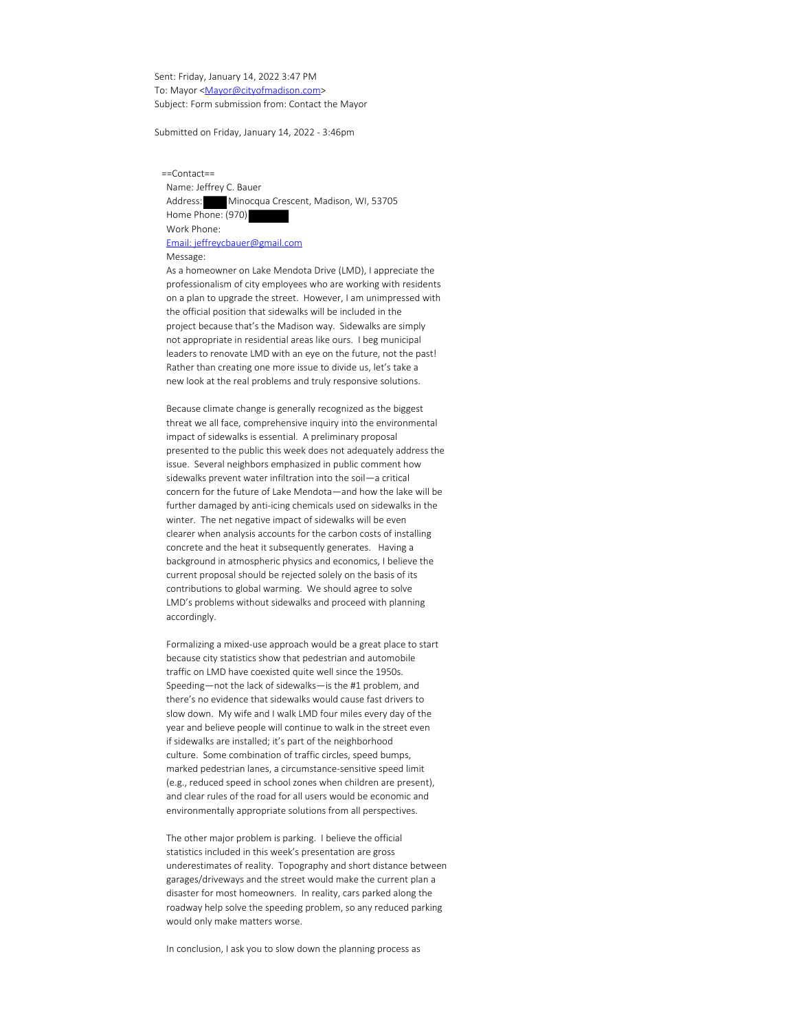Sent: Friday, January 14, 2022 3:47 PM
To: Mayor <Mayor@cityofmadison.com>
Subject: Form submission from: Contact the Mayor

Submitted on Friday, January 14, 2022 - 3:46pm

==Contact==
Name: Jeffrey C. Bauer
Address: ████ Minocqua Crescent, Madison, WI, 53705
Home Phone: (970) ████████
Work Phone:
Email: jeffreycbauer@gmail.com
Message:
As a homeowner on Lake Mendota Drive (LMD), I appreciate the professionalism of city employees who are working with residents on a plan to upgrade the street. However, I am unimpressed with the official position that sidewalks will be included in the project because that's the Madison way. Sidewalks are simply not appropriate in residential areas like ours. I beg municipal leaders to renovate LMD with an eye on the future, not the past! Rather than creating one more issue to divide us, let's take a new look at the real problems and truly responsive solutions.

Because climate change is generally recognized as the biggest threat we all face, comprehensive inquiry into the environmental impact of sidewalks is essential. A preliminary proposal presented to the public this week does not adequately address the issue. Several neighbors emphasized in public comment how sidewalks prevent water infiltration into the soil—a critical concern for the future of Lake Mendota—and how the lake will be further damaged by anti-icing chemicals used on sidewalks in the winter. The net negative impact of sidewalks will be even clearer when analysis accounts for the carbon costs of installing concrete and the heat it subsequently generates. Having a background in atmospheric physics and economics, I believe the current proposal should be rejected solely on the basis of its contributions to global warming. We should agree to solve LMD's problems without sidewalks and proceed with planning accordingly.

Formalizing a mixed-use approach would be a great place to start because city statistics show that pedestrian and automobile traffic on LMD have coexisted quite well since the 1950s. Speeding—not the lack of sidewalks—is the #1 problem, and there's no evidence that sidewalks would cause fast drivers to slow down. My wife and I walk LMD four miles every day of the year and believe people will continue to walk in the street even if sidewalks are installed; it's part of the neighborhood culture. Some combination of traffic circles, speed bumps, marked pedestrian lanes, a circumstance-sensitive speed limit (e.g., reduced speed in school zones when children are present), and clear rules of the road for all users would be economic and environmentally appropriate solutions from all perspectives.

The other major problem is parking. I believe the official statistics included in this week's presentation are gross underestimates of reality. Topography and short distance between garages/driveways and the street would make the current plan a disaster for most homeowners. In reality, cars parked along the roadway help solve the speeding problem, so any reduced parking would only make matters worse.

In conclusion, I ask you to slow down the planning process as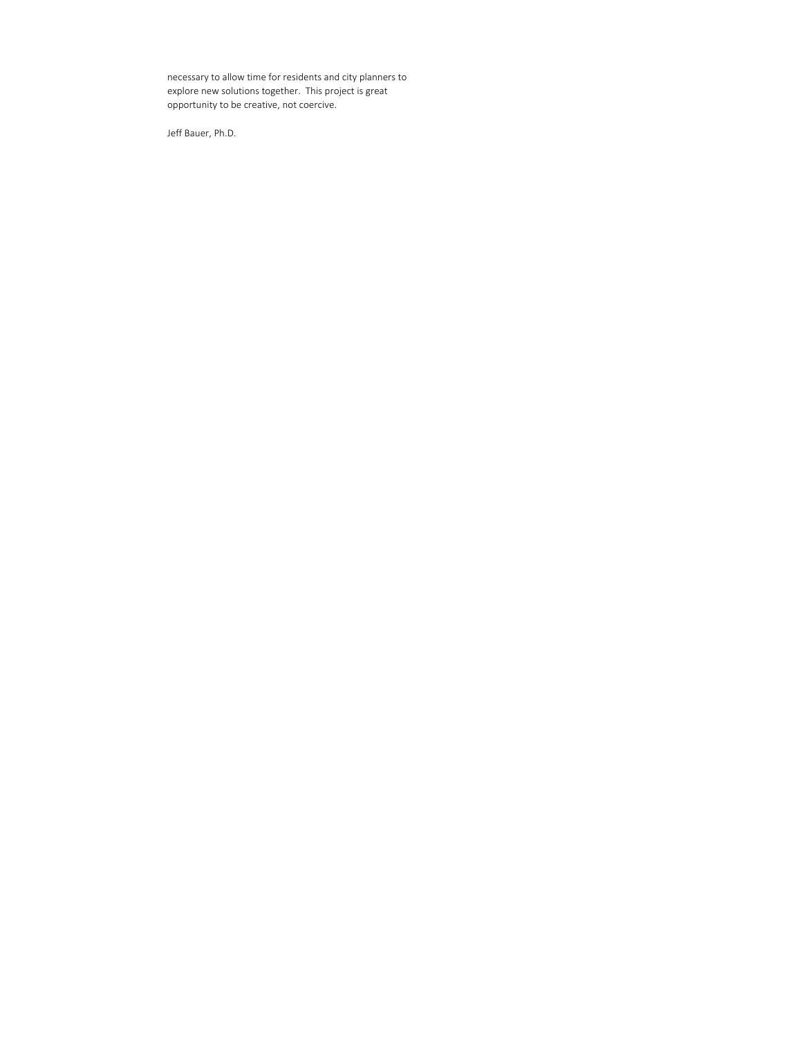necessary to allow time for residents and city planners to explore new solutions together. This project is great opportunity to be creative, not coercive.

Jeff Bauer, Ph.D.